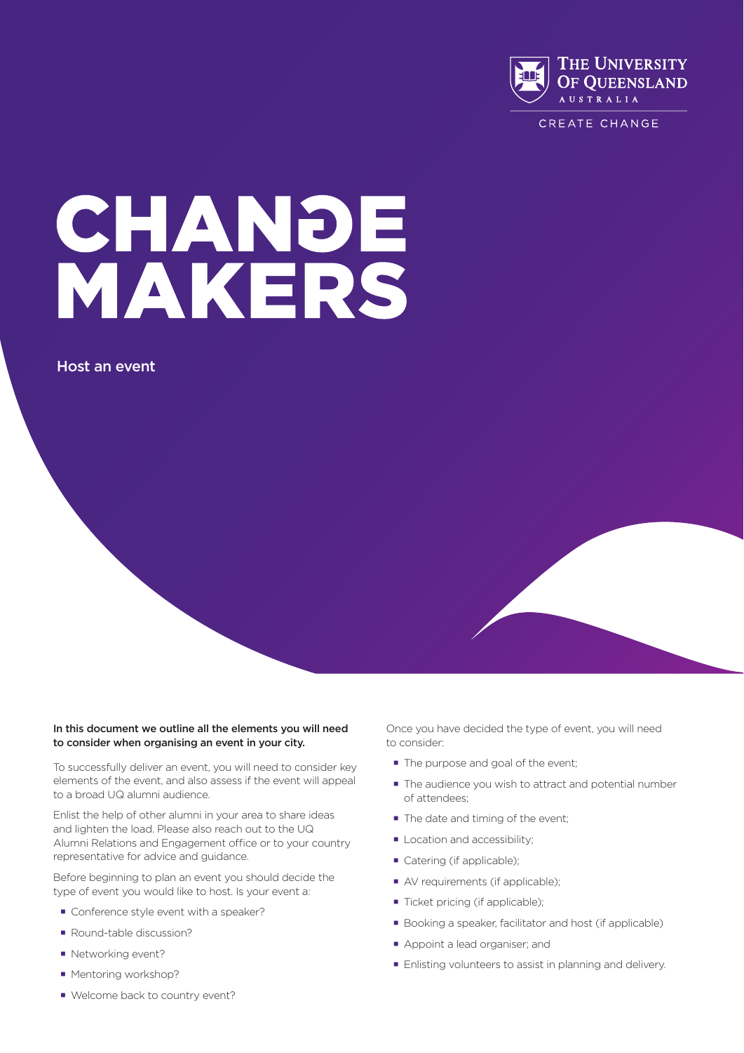The University of Queensland
AUSTRALIA

CREATE CHANGE

# CHANGE MAKERS

## Host an event

**In this document we outline all the elements you will need to consider when organising an event in your city.**

To successfully deliver an event, you will need to consider key elements of the event, and also assess if the event will appeal to a broad UQ alumni audience.

Enlist the help of other alumni in your area to share ideas and lighten the load. Please also reach out to the UQ Alumni Relations and Engagement office or to your country representative for advice and guidance.

Before beginning to plan an event you should decide the type of event you would like to host. Is your event a:

- Conference style event with a speaker?
- Round-table discussion?
- Networking event?
- Mentoring workshop?
- Welcome back to country event?

Once you have decided the type of event, you will need to consider:

- The purpose and goal of the event;
- The audience you wish to attract and potential number of attendees;
- The date and timing of the event;
- Location and accessibility;
- Catering (if applicable);
- AV requirements (if applicable);
- Ticket pricing (if applicable);
- Booking a speaker, facilitator and host (if applicable)
- Appoint a lead organiser; and
- Enlisting volunteers to assist in planning and delivery.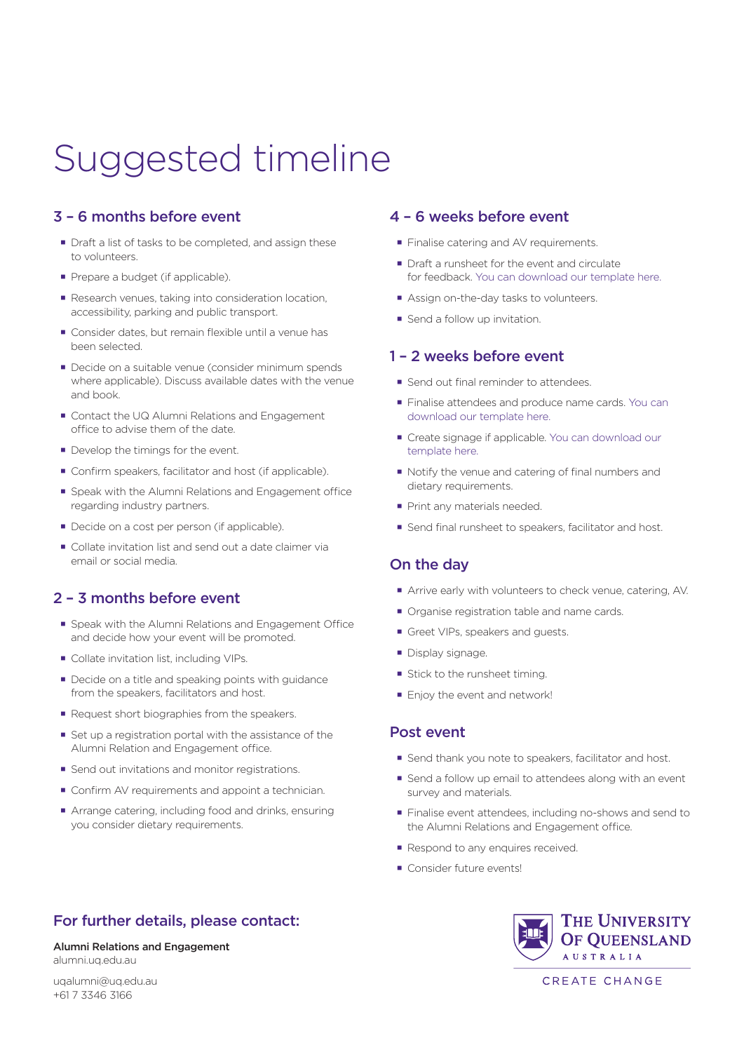# Suggested timeline

## 3 – 6 months before event

- Draft a list of tasks to be completed, and assign these to volunteers.
- Prepare a budget (if applicable).
- Research venues, taking into consideration location, accessibility, parking and public transport.
- Consider dates, but remain flexible until a venue has been selected.
- Decide on a suitable venue (consider minimum spends where applicable). Discuss available dates with the venue and book.
- Contact the UQ Alumni Relations and Engagement office to advise them of the date.
- Develop the timings for the event.
- Confirm speakers, facilitator and host (if applicable).
- Speak with the Alumni Relations and Engagement office regarding industry partners.
- Decide on a cost per person (if applicable).
- Collate invitation list and send out a date claimer via email or social media.

## 2 – 3 months before event

- Speak with the Alumni Relations and Engagement Office and decide how your event will be promoted.
- Collate invitation list, including VIPs.
- Decide on a title and speaking points with guidance from the speakers, facilitators and host.
- Request short biographies from the speakers.
- Set up a registration portal with the assistance of the Alumni Relation and Engagement office.
- Send out invitations and monitor registrations.
- Confirm AV requirements and appoint a technician.
- Arrange catering, including food and drinks, ensuring you consider dietary requirements.

## 4 – 6 weeks before event

- Finalise catering and AV requirements.
- Draft a runsheet for the event and circulate for feedback. You can download our template here.
- Assign on-the-day tasks to volunteers.
- Send a follow up invitation.

## 1 – 2 weeks before event

- Send out final reminder to attendees.
- Finalise attendees and produce name cards. You can download our template here.
- Create signage if applicable. You can download our template here.
- Notify the venue and catering of final numbers and dietary requirements.
- Print any materials needed.
- Send final runsheet to speakers, facilitator and host.

## On the day

- Arrive early with volunteers to check venue, catering, AV.
- Organise registration table and name cards.
- Greet VIPs, speakers and guests.
- Display signage.
- Stick to the runsheet timing.
- Enjoy the event and network!

## Post event

- Send thank you note to speakers, facilitator and host.
- Send a follow up email to attendees along with an event survey and materials.
- Finalise event attendees, including no-shows and send to the Alumni Relations and Engagement office.
- Respond to any enquires received.
- Consider future events!

## For further details, please contact:

**Alumni Relations and Engagement**
alumni.uq.edu.au

uqalumni@uq.edu.au
+61 7 3346 3166

The University of Queensland
Australia

CREATE CHANGE